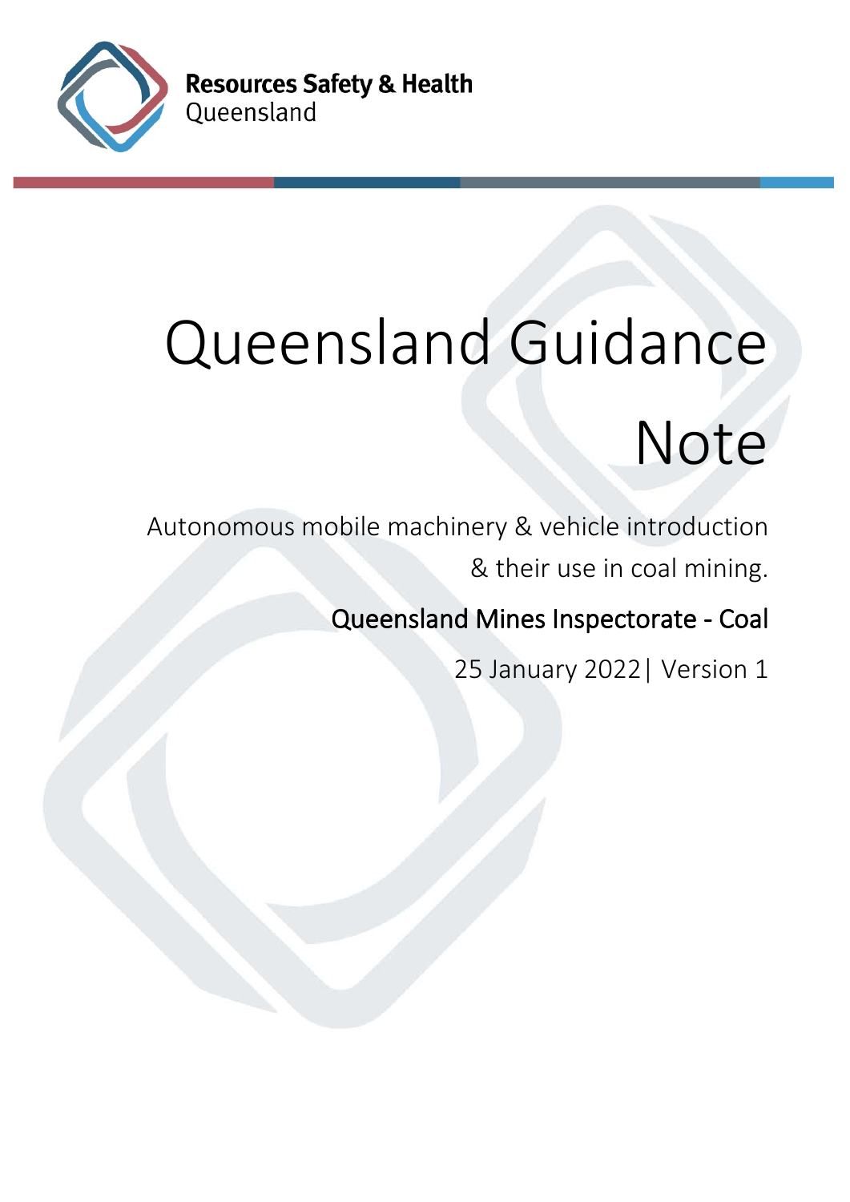Resources Safety & Health Queensland

# Queensland Guidance Note

Autonomous mobile machinery & vehicle introduction & their use in coal mining.

Queensland Mines Inspectorate - Coal

25 January 2022| Version 1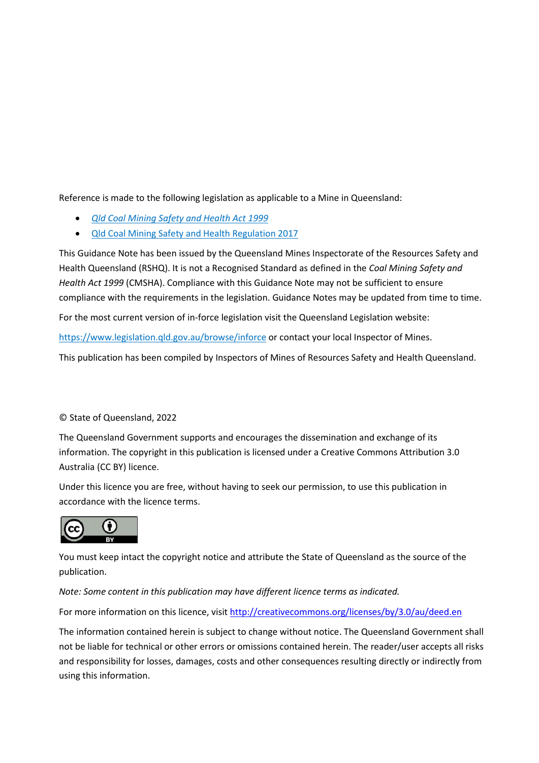Reference is made to the following legislation as applicable to a Mine in Queensland:

- [*Qld Coal Mining Safety and Health Act 1999*](https://www.legislation.qld.gov.au/browse/inforce)
- [Qld Coal Mining Safety and Health Regulation 2017](https://www.legislation.qld.gov.au/browse/inforce)

This Guidance Note has been issued by the Queensland Mines Inspectorate of the Resources Safety and Health Queensland (RSHQ). It is not a Recognised Standard as defined in the *Coal Mining Safety and Health Act 1999* (CMSHA). Compliance with this Guidance Note may not be sufficient to ensure compliance with the requirements in the legislation. Guidance Notes may be updated from time to time.

For the most current version of in-force legislation visit the Queensland Legislation website:

https://www.legislation.qld.gov.au/browse/inforce or contact your local Inspector of Mines.

This publication has been compiled by Inspectors of Mines of Resources Safety and Health Queensland.

© State of Queensland, 2022

The Queensland Government supports and encourages the dissemination and exchange of its information. The copyright in this publication is licensed under a Creative Commons Attribution 3.0 Australia (CC BY) licence.

Under this licence you are free, without having to seek our permission, to use this publication in accordance with the licence terms.

You must keep intact the copyright notice and attribute the State of Queensland as the source of the publication.

*Note: Some content in this publication may have different licence terms as indicated.*

For more information on this licence, visit http://creativecommons.org/licenses/by/3.0/au/deed.en

The information contained herein is subject to change without notice. The Queensland Government shall not be liable for technical or other errors or omissions contained herein. The reader/user accepts all risks and responsibility for losses, damages, costs and other consequences resulting directly or indirectly from using this information.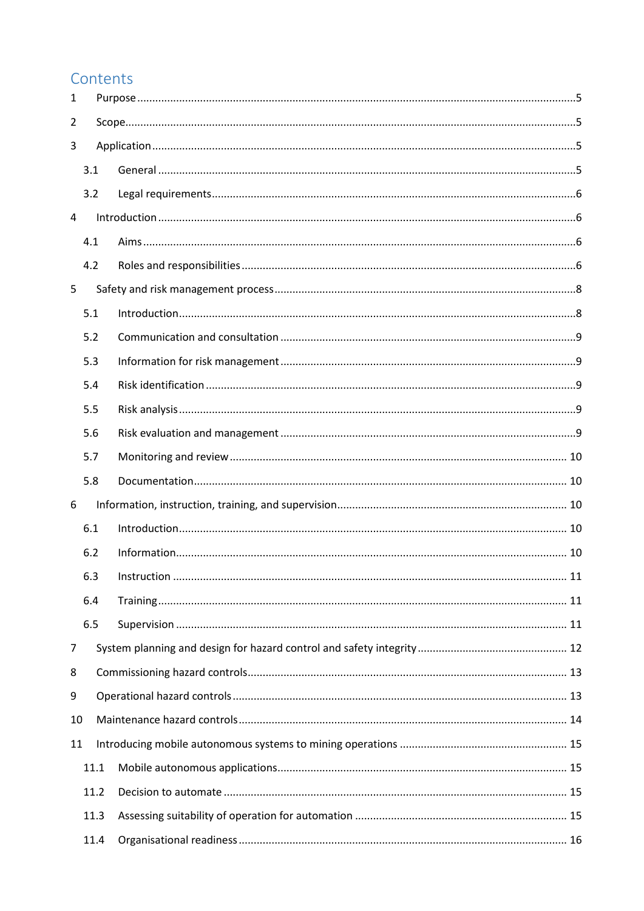# Contents

1 Purpose ....................................................................................................................................5

2 Scope.........................................................................................................................................5

3 Application ...............................................................................................................................5

 3.1 General ...............................................................................................................................5

 3.2 Legal requirements............................................................................................................6

4 Introduction ..............................................................................................................................6

 4.1 Aims ...................................................................................................................................6

 4.2 Roles and responsibilities ..................................................................................................6

5 Safety and risk management process........................................................................................8

 5.1 Introduction.......................................................................................................................8

 5.2 Communication and consultation ......................................................................................9

 5.3 Information for risk management ......................................................................................9

 5.4 Risk identification ..............................................................................................................9

 5.5 Risk analysis .......................................................................................................................9

 5.6 Risk evaluation and management .....................................................................................9

 5.7 Monitoring and review ...................................................................................................... 10

 5.8 Documentation.................................................................................................................. 10

6 Information, instruction, training, and supervision................................................................... 10

 6.1 Introduction....................................................................................................................... 10

 6.2 Information........................................................................................................................ 10

 6.3 Instruction ......................................................................................................................... 11

 6.4 Training.............................................................................................................................. 11

 6.5 Supervision ........................................................................................................................ 11

7 System planning and design for hazard control and safety integrity ........................................ 12

8 Commissioning hazard controls................................................................................................ 13

9 Operational hazard controls ..................................................................................................... 13

10 Maintenance hazard controls................................................................................................... 14

11 Introducing mobile autonomous systems to mining operations .............................................. 15

 11.1 Mobile autonomous applications...................................................................................... 15

 11.2 Decision to automate ....................................................................................................... 15

 11.3 Assessing suitability of operation for automation ............................................................ 15

 11.4 Organisational readiness ................................................................................................... 16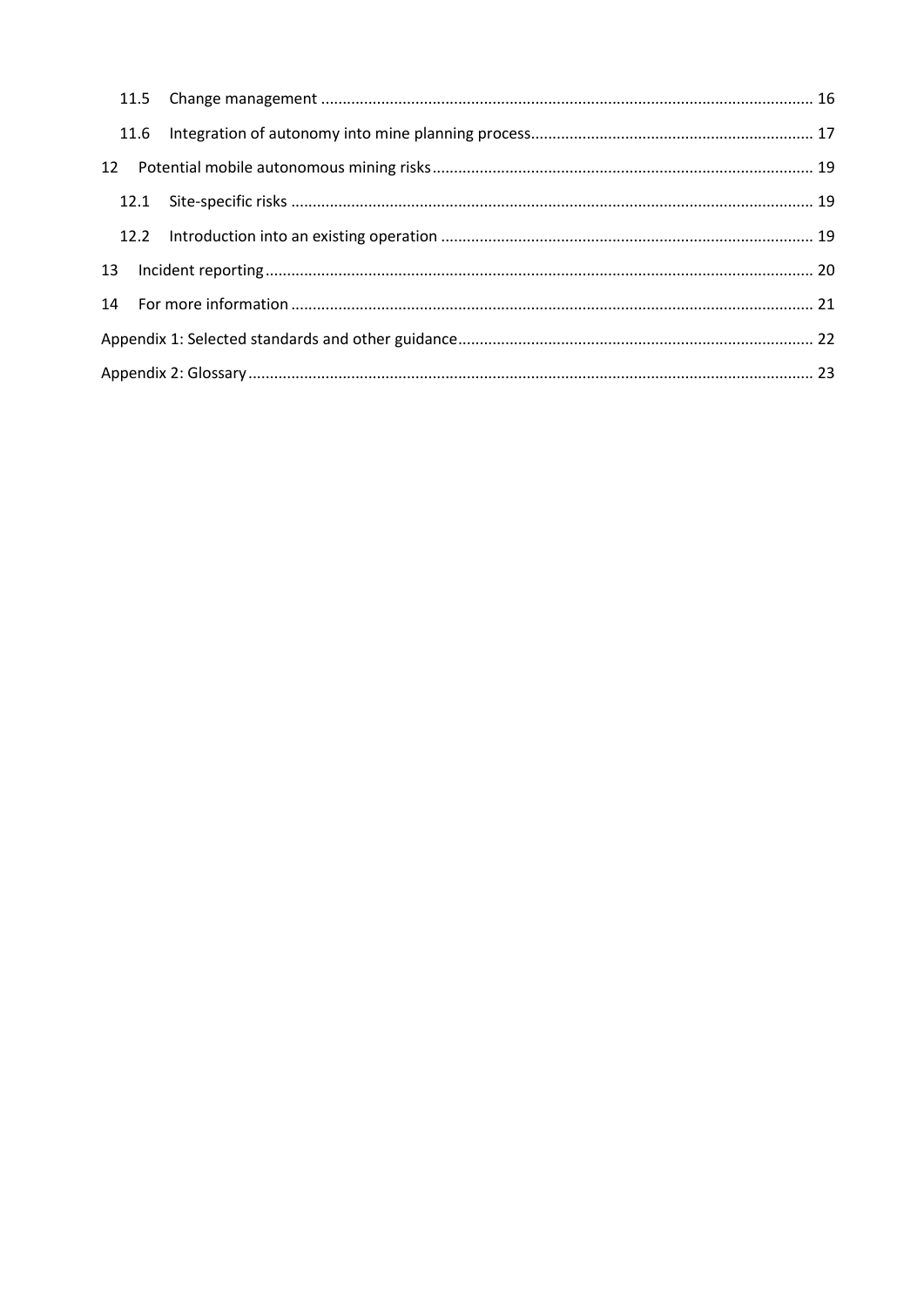11.5 Change management ... 16

11.6 Integration of autonomy into mine planning process ... 17

12 Potential mobile autonomous mining risks ... 19

12.1 Site-specific risks ... 19

12.2 Introduction into an existing operation ... 19

13 Incident reporting ... 20

14 For more information ... 21

Appendix 1: Selected standards and other guidance ... 22

Appendix 2: Glossary ... 23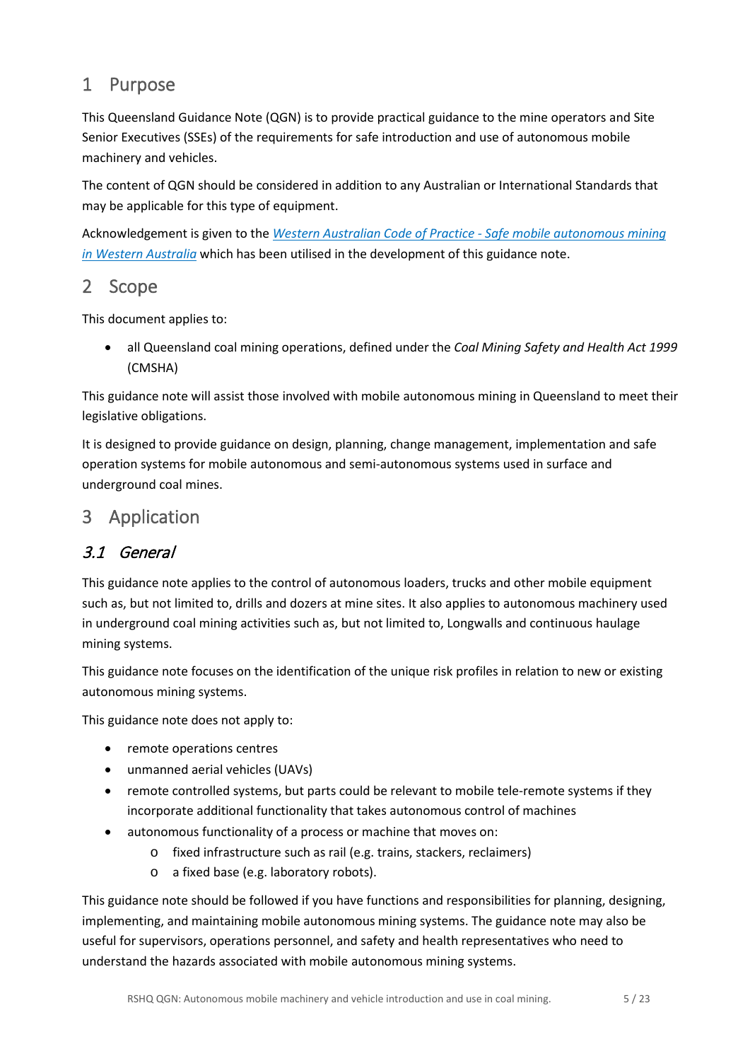# 1 Purpose

This Queensland Guidance Note (QGN) is to provide practical guidance to the mine operators and Site Senior Executives (SSEs) of the requirements for safe introduction and use of autonomous mobile machinery and vehicles.

The content of QGN should be considered in addition to any Australian or International Standards that may be applicable for this type of equipment.

Acknowledgement is given to the *Western Australian Code of Practice - Safe mobile autonomous mining in Western Australia* which has been utilised in the development of this guidance note.

# 2 Scope

This document applies to:

- all Queensland coal mining operations, defined under the *Coal Mining Safety and Health Act 1999* (CMSHA)

This guidance note will assist those involved with mobile autonomous mining in Queensland to meet their legislative obligations.

It is designed to provide guidance on design, planning, change management, implementation and safe operation systems for mobile autonomous and semi-autonomous systems used in surface and underground coal mines.

# 3 Application

## 3.1 General

This guidance note applies to the control of autonomous loaders, trucks and other mobile equipment such as, but not limited to, drills and dozers at mine sites. It also applies to autonomous machinery used in underground coal mining activities such as, but not limited to, Longwalls and continuous haulage mining systems.

This guidance note focuses on the identification of the unique risk profiles in relation to new or existing autonomous mining systems.

This guidance note does not apply to:

- remote operations centres
- unmanned aerial vehicles (UAVs)
- remote controlled systems, but parts could be relevant to mobile tele-remote systems if they incorporate additional functionality that takes autonomous control of machines
- autonomous functionality of a process or machine that moves on:
  - fixed infrastructure such as rail (e.g. trains, stackers, reclaimers)
  - a fixed base (e.g. laboratory robots).

This guidance note should be followed if you have functions and responsibilities for planning, designing, implementing, and maintaining mobile autonomous mining systems. The guidance note may also be useful for supervisors, operations personnel, and safety and health representatives who need to understand the hazards associated with mobile autonomous mining systems.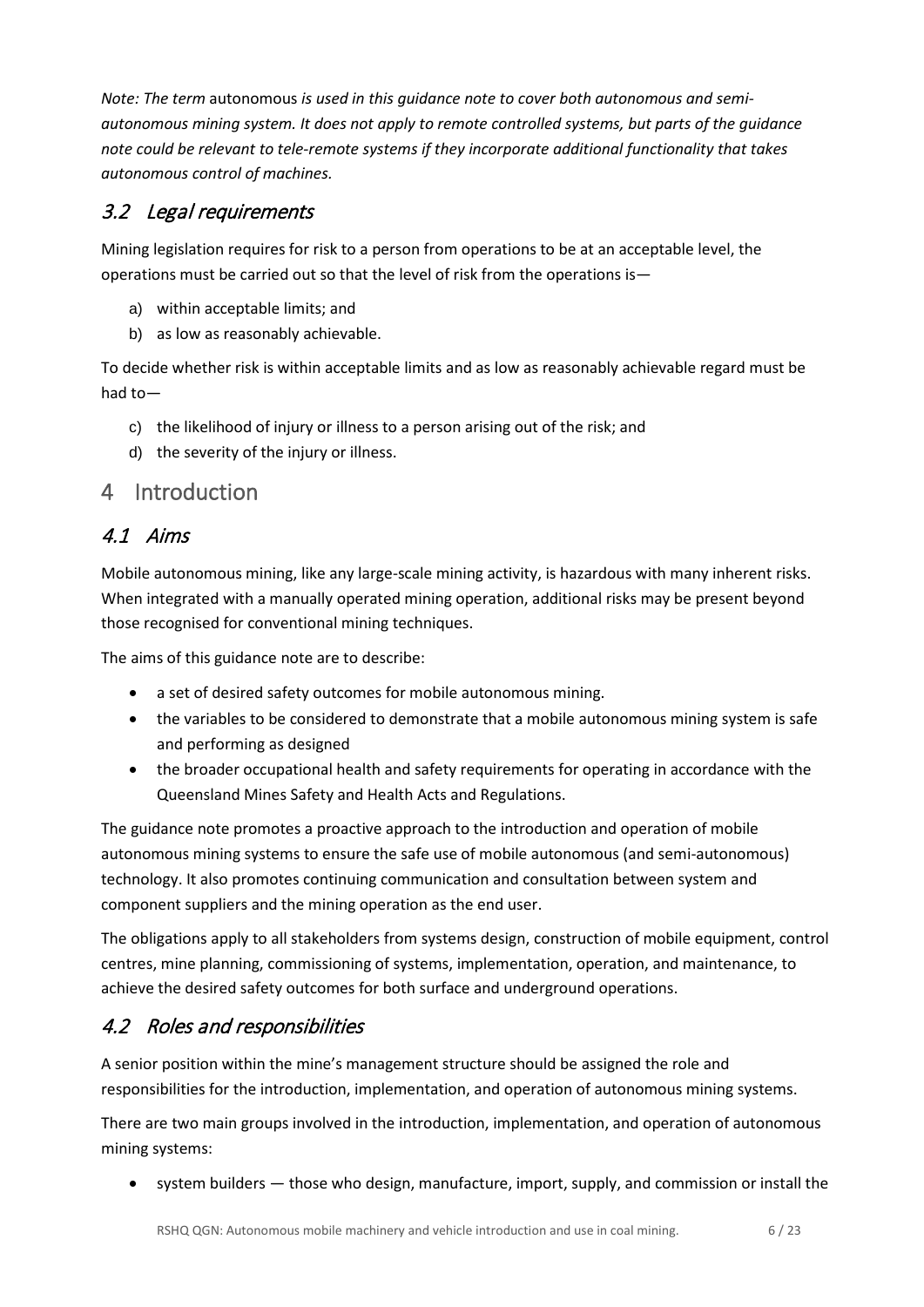*Note: The term* autonomous *is used in this guidance note to cover both autonomous and semi-autonomous mining system. It does not apply to remote controlled systems, but parts of the guidance note could be relevant to tele-remote systems if they incorporate additional functionality that takes autonomous control of machines.*

## 3.2 Legal requirements

Mining legislation requires for risk to a person from operations to be at an acceptable level, the operations must be carried out so that the level of risk from the operations is—

a) within acceptable limits; and
b) as low as reasonably achievable.

To decide whether risk is within acceptable limits and as low as reasonably achievable regard must be had to—

c) the likelihood of injury or illness to a person arising out of the risk; and
d) the severity of the injury or illness.

# 4 Introduction

## 4.1 Aims

Mobile autonomous mining, like any large-scale mining activity, is hazardous with many inherent risks. When integrated with a manually operated mining operation, additional risks may be present beyond those recognised for conventional mining techniques.

The aims of this guidance note are to describe:

- a set of desired safety outcomes for mobile autonomous mining.
- the variables to be considered to demonstrate that a mobile autonomous mining system is safe and performing as designed
- the broader occupational health and safety requirements for operating in accordance with the Queensland Mines Safety and Health Acts and Regulations.

The guidance note promotes a proactive approach to the introduction and operation of mobile autonomous mining systems to ensure the safe use of mobile autonomous (and semi-autonomous) technology. It also promotes continuing communication and consultation between system and component suppliers and the mining operation as the end user.

The obligations apply to all stakeholders from systems design, construction of mobile equipment, control centres, mine planning, commissioning of systems, implementation, operation, and maintenance, to achieve the desired safety outcomes for both surface and underground operations.

## 4.2 Roles and responsibilities

A senior position within the mine's management structure should be assigned the role and responsibilities for the introduction, implementation, and operation of autonomous mining systems.

There are two main groups involved in the introduction, implementation, and operation of autonomous mining systems:

- system builders — those who design, manufacture, import, supply, and commission or install the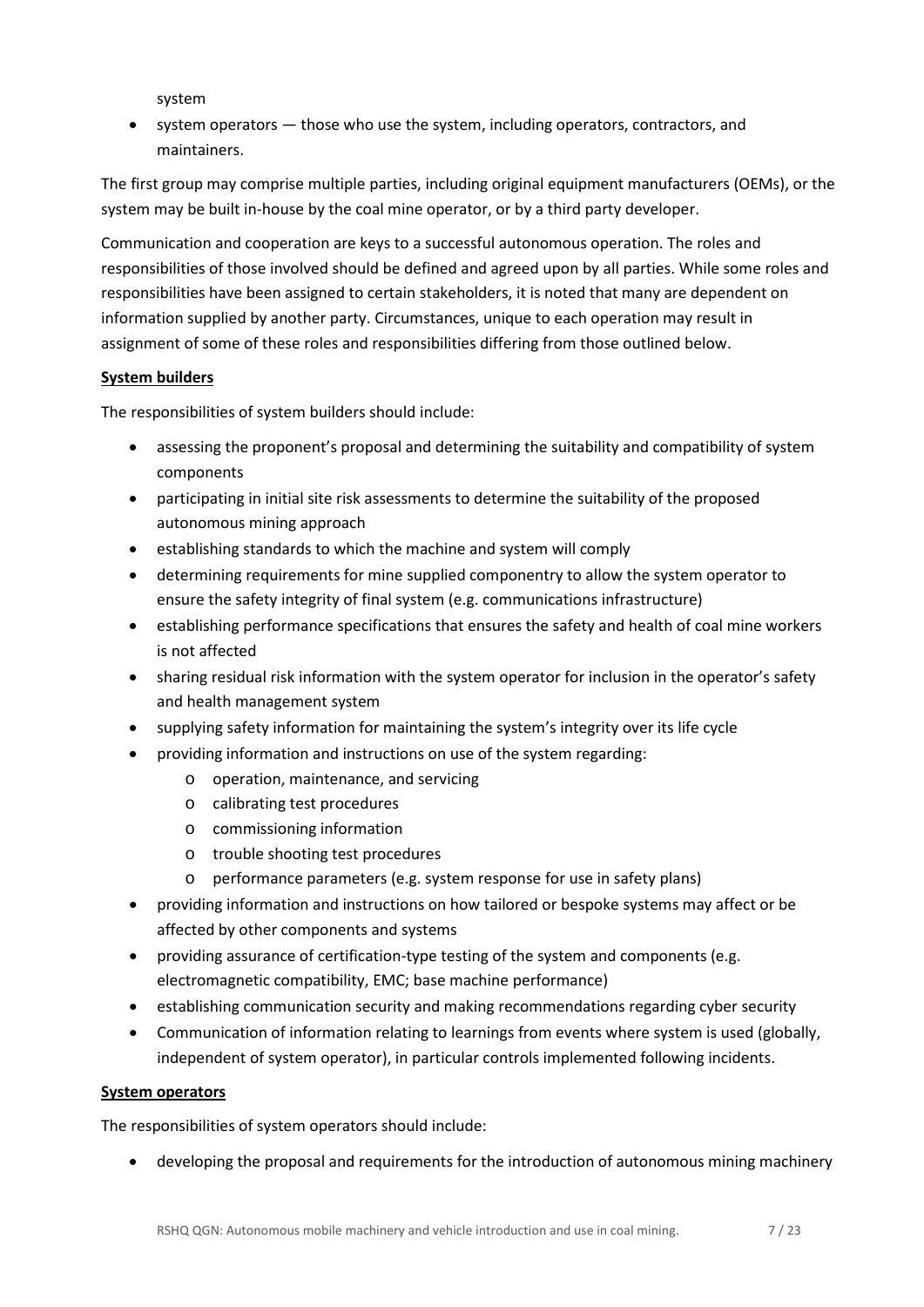system

- system operators — those who use the system, including operators, contractors, and maintainers.

The first group may comprise multiple parties, including original equipment manufacturers (OEMs), or the system may be built in-house by the coal mine operator, or by a third party developer.

Communication and cooperation are keys to a successful autonomous operation. The roles and responsibilities of those involved should be defined and agreed upon by all parties. While some roles and responsibilities have been assigned to certain stakeholders, it is noted that many are dependent on information supplied by another party. Circumstances, unique to each operation may result in assignment of some of these roles and responsibilities differing from those outlined below.

**System builders**

The responsibilities of system builders should include:

- assessing the proponent's proposal and determining the suitability and compatibility of system components
- participating in initial site risk assessments to determine the suitability of the proposed autonomous mining approach
- establishing standards to which the machine and system will comply
- determining requirements for mine supplied componentry to allow the system operator to ensure the safety integrity of final system (e.g. communications infrastructure)
- establishing performance specifications that ensures the safety and health of coal mine workers is not affected
- sharing residual risk information with the system operator for inclusion in the operator's safety and health management system
- supplying safety information for maintaining the system's integrity over its life cycle
- providing information and instructions on use of the system regarding:
  - operation, maintenance, and servicing
  - calibrating test procedures
  - commissioning information
  - trouble shooting test procedures
  - performance parameters (e.g. system response for use in safety plans)
- providing information and instructions on how tailored or bespoke systems may affect or be affected by other components and systems
- providing assurance of certification-type testing of the system and components (e.g. electromagnetic compatibility, EMC; base machine performance)
- establishing communication security and making recommendations regarding cyber security
- Communication of information relating to learnings from events where system is used (globally, independent of system operator), in particular controls implemented following incidents.

**System operators**

The responsibilities of system operators should include:

- developing the proposal and requirements for the introduction of autonomous mining machinery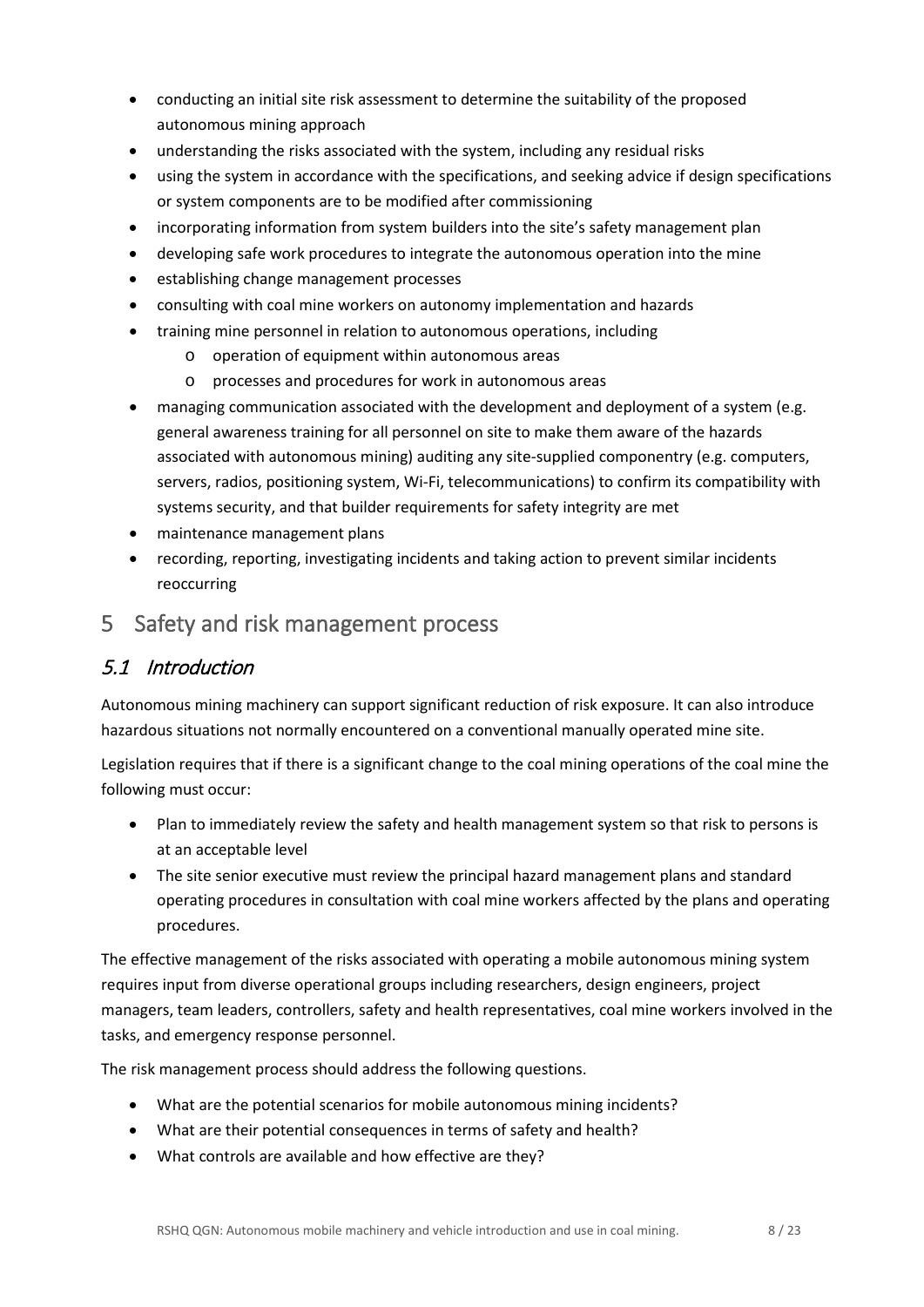- conducting an initial site risk assessment to determine the suitability of the proposed autonomous mining approach
- understanding the risks associated with the system, including any residual risks
- using the system in accordance with the specifications, and seeking advice if design specifications or system components are to be modified after commissioning
- incorporating information from system builders into the site's safety management plan
- developing safe work procedures to integrate the autonomous operation into the mine
- establishing change management processes
- consulting with coal mine workers on autonomy implementation and hazards
- training mine personnel in relation to autonomous operations, including
  - operation of equipment within autonomous areas
  - processes and procedures for work in autonomous areas
- managing communication associated with the development and deployment of a system (e.g. general awareness training for all personnel on site to make them aware of the hazards associated with autonomous mining) auditing any site-supplied componentry (e.g. computers, servers, radios, positioning system, Wi-Fi, telecommunications) to confirm its compatibility with systems security, and that builder requirements for safety integrity are met
- maintenance management plans
- recording, reporting, investigating incidents and taking action to prevent similar incidents reoccurring

# 5 Safety and risk management process

## 5.1 Introduction

Autonomous mining machinery can support significant reduction of risk exposure. It can also introduce hazardous situations not normally encountered on a conventional manually operated mine site.

Legislation requires that if there is a significant change to the coal mining operations of the coal mine the following must occur:

- Plan to immediately review the safety and health management system so that risk to persons is at an acceptable level
- The site senior executive must review the principal hazard management plans and standard operating procedures in consultation with coal mine workers affected by the plans and operating procedures.

The effective management of the risks associated with operating a mobile autonomous mining system requires input from diverse operational groups including researchers, design engineers, project managers, team leaders, controllers, safety and health representatives, coal mine workers involved in the tasks, and emergency response personnel.

The risk management process should address the following questions.

- What are the potential scenarios for mobile autonomous mining incidents?
- What are their potential consequences in terms of safety and health?
- What controls are available and how effective are they?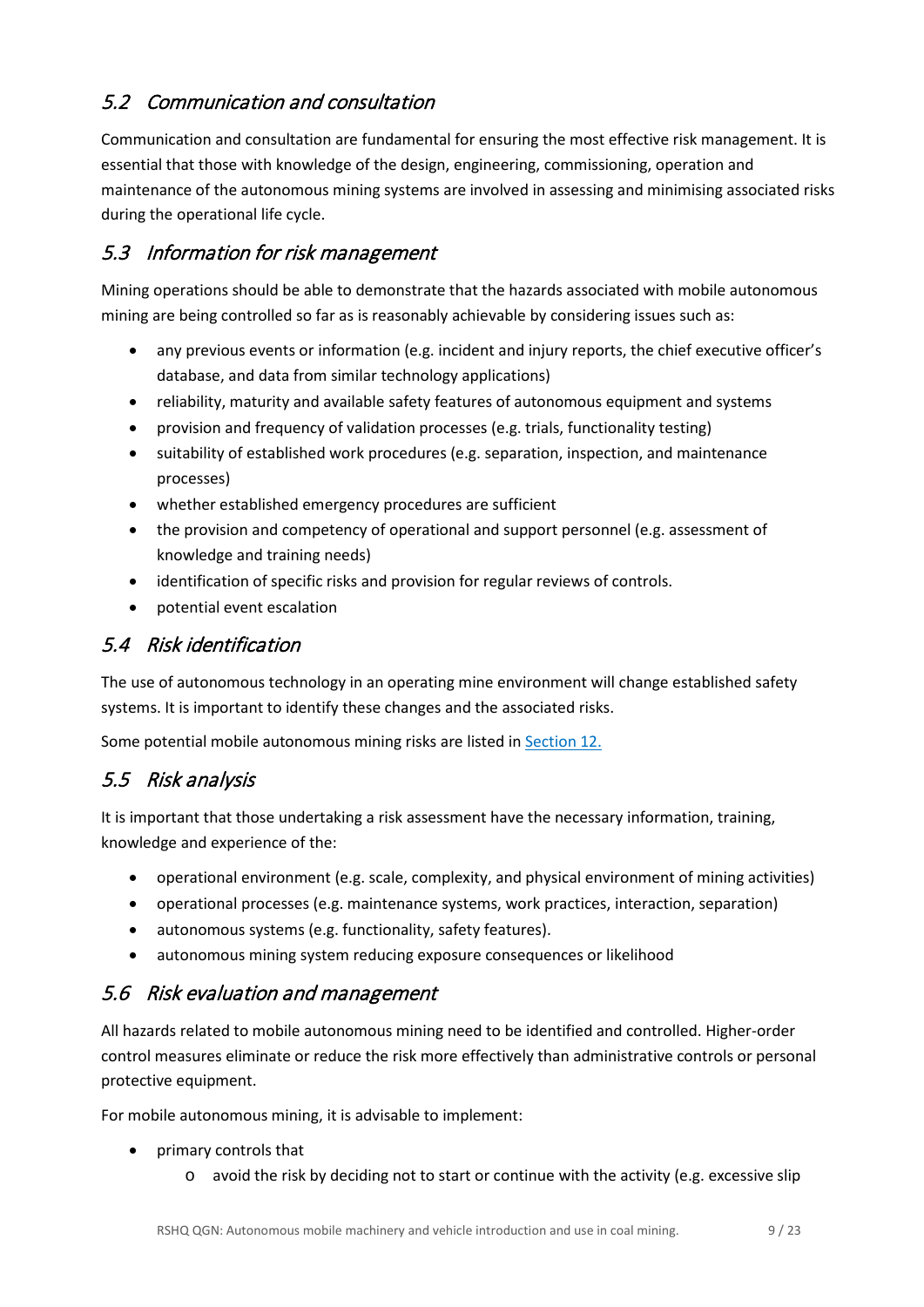## 5.2 Communication and consultation

Communication and consultation are fundamental for ensuring the most effective risk management. It is essential that those with knowledge of the design, engineering, commissioning, operation and maintenance of the autonomous mining systems are involved in assessing and minimising associated risks during the operational life cycle.

## 5.3 Information for risk management

Mining operations should be able to demonstrate that the hazards associated with mobile autonomous mining are being controlled so far as is reasonably achievable by considering issues such as:

- any previous events or information (e.g. incident and injury reports, the chief executive officer's database, and data from similar technology applications)
- reliability, maturity and available safety features of autonomous equipment and systems
- provision and frequency of validation processes (e.g. trials, functionality testing)
- suitability of established work procedures (e.g. separation, inspection, and maintenance processes)
- whether established emergency procedures are sufficient
- the provision and competency of operational and support personnel (e.g. assessment of knowledge and training needs)
- identification of specific risks and provision for regular reviews of controls.
- potential event escalation

## 5.4 Risk identification

The use of autonomous technology in an operating mine environment will change established safety systems. It is important to identify these changes and the associated risks.

Some potential mobile autonomous mining risks are listed in [Section 12.](#)

## 5.5 Risk analysis

It is important that those undertaking a risk assessment have the necessary information, training, knowledge and experience of the:

- operational environment (e.g. scale, complexity, and physical environment of mining activities)
- operational processes (e.g. maintenance systems, work practices, interaction, separation)
- autonomous systems (e.g. functionality, safety features).
- autonomous mining system reducing exposure consequences or likelihood

## 5.6 Risk evaluation and management

All hazards related to mobile autonomous mining need to be identified and controlled. Higher-order control measures eliminate or reduce the risk more effectively than administrative controls or personal protective equipment.

For mobile autonomous mining, it is advisable to implement:

- primary controls that
  - avoid the risk by deciding not to start or continue with the activity (e.g. excessive slip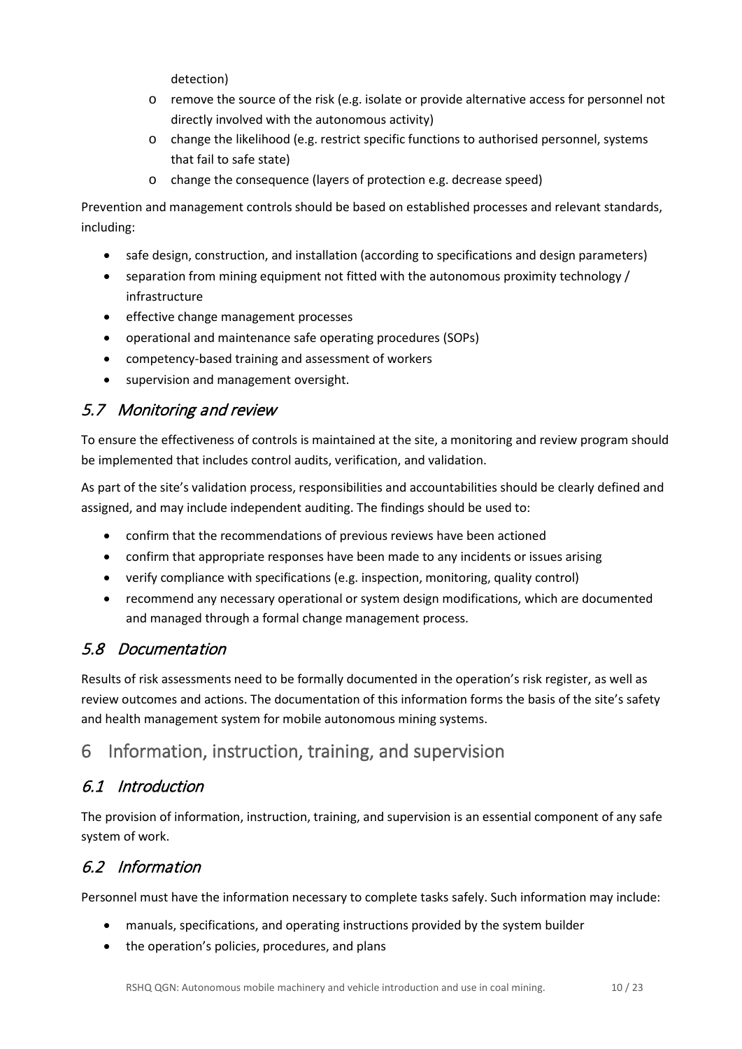detection)

  - remove the source of the risk (e.g. isolate or provide alternative access for personnel not directly involved with the autonomous activity)
  - change the likelihood (e.g. restrict specific functions to authorised personnel, systems that fail to safe state)
  - change the consequence (layers of protection e.g. decrease speed)

Prevention and management controls should be based on established processes and relevant standards, including:

- safe design, construction, and installation (according to specifications and design parameters)
- separation from mining equipment not fitted with the autonomous proximity technology / infrastructure
- effective change management processes
- operational and maintenance safe operating procedures (SOPs)
- competency-based training and assessment of workers
- supervision and management oversight.

## 5.7 *Monitoring and review*

To ensure the effectiveness of controls is maintained at the site, a monitoring and review program should be implemented that includes control audits, verification, and validation.

As part of the site's validation process, responsibilities and accountabilities should be clearly defined and assigned, and may include independent auditing. The findings should be used to:

- confirm that the recommendations of previous reviews have been actioned
- confirm that appropriate responses have been made to any incidents or issues arising
- verify compliance with specifications (e.g. inspection, monitoring, quality control)
- recommend any necessary operational or system design modifications, which are documented and managed through a formal change management process.

## 5.8 *Documentation*

Results of risk assessments need to be formally documented in the operation's risk register, as well as review outcomes and actions. The documentation of this information forms the basis of the site's safety and health management system for mobile autonomous mining systems.

# 6 Information, instruction, training, and supervision

## 6.1 *Introduction*

The provision of information, instruction, training, and supervision is an essential component of any safe system of work.

## 6.2 *Information*

Personnel must have the information necessary to complete tasks safely. Such information may include:

- manuals, specifications, and operating instructions provided by the system builder
- the operation's policies, procedures, and plans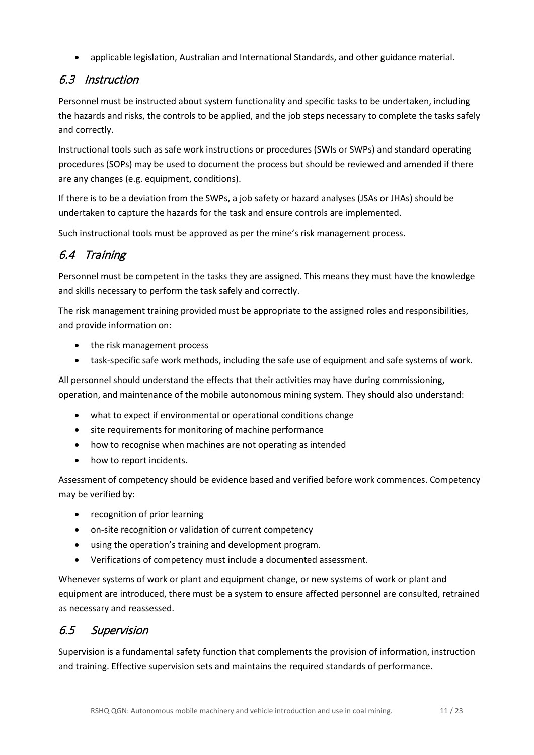- applicable legislation, Australian and International Standards, and other guidance material.

## 6.3 Instruction

Personnel must be instructed about system functionality and specific tasks to be undertaken, including the hazards and risks, the controls to be applied, and the job steps necessary to complete the tasks safely and correctly.

Instructional tools such as safe work instructions or procedures (SWIs or SWPs) and standard operating procedures (SOPs) may be used to document the process but should be reviewed and amended if there are any changes (e.g. equipment, conditions).

If there is to be a deviation from the SWPs, a job safety or hazard analyses (JSAs or JHAs) should be undertaken to capture the hazards for the task and ensure controls are implemented.

Such instructional tools must be approved as per the mine's risk management process.

## 6.4 Training

Personnel must be competent in the tasks they are assigned. This means they must have the knowledge and skills necessary to perform the task safely and correctly.

The risk management training provided must be appropriate to the assigned roles and responsibilities, and provide information on:

- the risk management process
- task-specific safe work methods, including the safe use of equipment and safe systems of work.

All personnel should understand the effects that their activities may have during commissioning, operation, and maintenance of the mobile autonomous mining system. They should also understand:

- what to expect if environmental or operational conditions change
- site requirements for monitoring of machine performance
- how to recognise when machines are not operating as intended
- how to report incidents.

Assessment of competency should be evidence based and verified before work commences. Competency may be verified by:

- recognition of prior learning
- on-site recognition or validation of current competency
- using the operation's training and development program.
- Verifications of competency must include a documented assessment.

Whenever systems of work or plant and equipment change, or new systems of work or plant and equipment are introduced, there must be a system to ensure affected personnel are consulted, retrained as necessary and reassessed.

## 6.5 Supervision

Supervision is a fundamental safety function that complements the provision of information, instruction and training. Effective supervision sets and maintains the required standards of performance.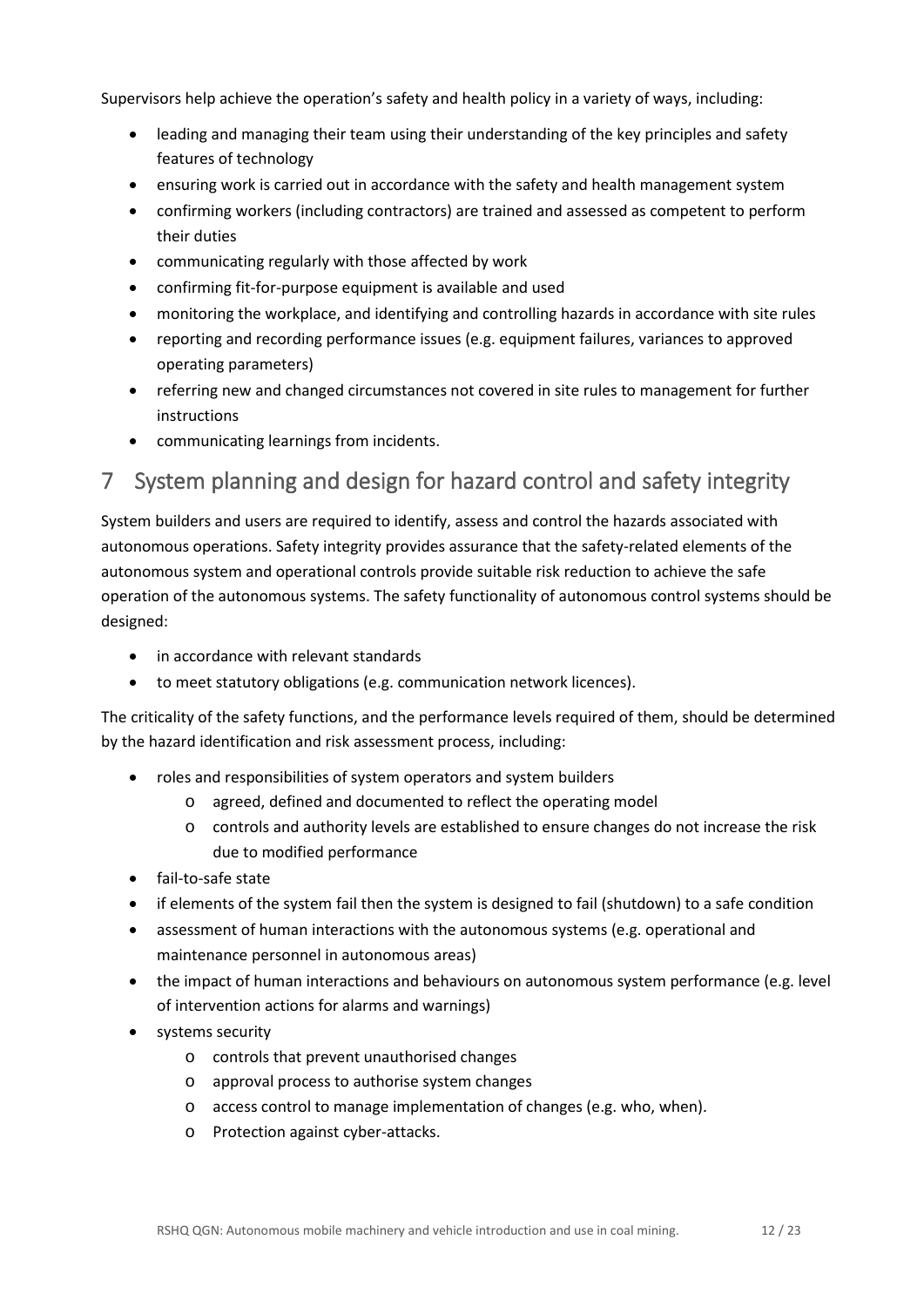Supervisors help achieve the operation's safety and health policy in a variety of ways, including:

- leading and managing their team using their understanding of the key principles and safety features of technology
- ensuring work is carried out in accordance with the safety and health management system
- confirming workers (including contractors) are trained and assessed as competent to perform their duties
- communicating regularly with those affected by work
- confirming fit-for-purpose equipment is available and used
- monitoring the workplace, and identifying and controlling hazards in accordance with site rules
- reporting and recording performance issues (e.g. equipment failures, variances to approved operating parameters)
- referring new and changed circumstances not covered in site rules to management for further instructions
- communicating learnings from incidents.

# 7 System planning and design for hazard control and safety integrity

System builders and users are required to identify, assess and control the hazards associated with autonomous operations. Safety integrity provides assurance that the safety-related elements of the autonomous system and operational controls provide suitable risk reduction to achieve the safe operation of the autonomous systems. The safety functionality of autonomous control systems should be designed:

- in accordance with relevant standards
- to meet statutory obligations (e.g. communication network licences).

The criticality of the safety functions, and the performance levels required of them, should be determined by the hazard identification and risk assessment process, including:

- roles and responsibilities of system operators and system builders
  - agreed, defined and documented to reflect the operating model
  - controls and authority levels are established to ensure changes do not increase the risk due to modified performance
- fail-to-safe state
- if elements of the system fail then the system is designed to fail (shutdown) to a safe condition
- assessment of human interactions with the autonomous systems (e.g. operational and maintenance personnel in autonomous areas)
- the impact of human interactions and behaviours on autonomous system performance (e.g. level of intervention actions for alarms and warnings)
- systems security
  - controls that prevent unauthorised changes
  - approval process to authorise system changes
  - access control to manage implementation of changes (e.g. who, when).
  - Protection against cyber-attacks.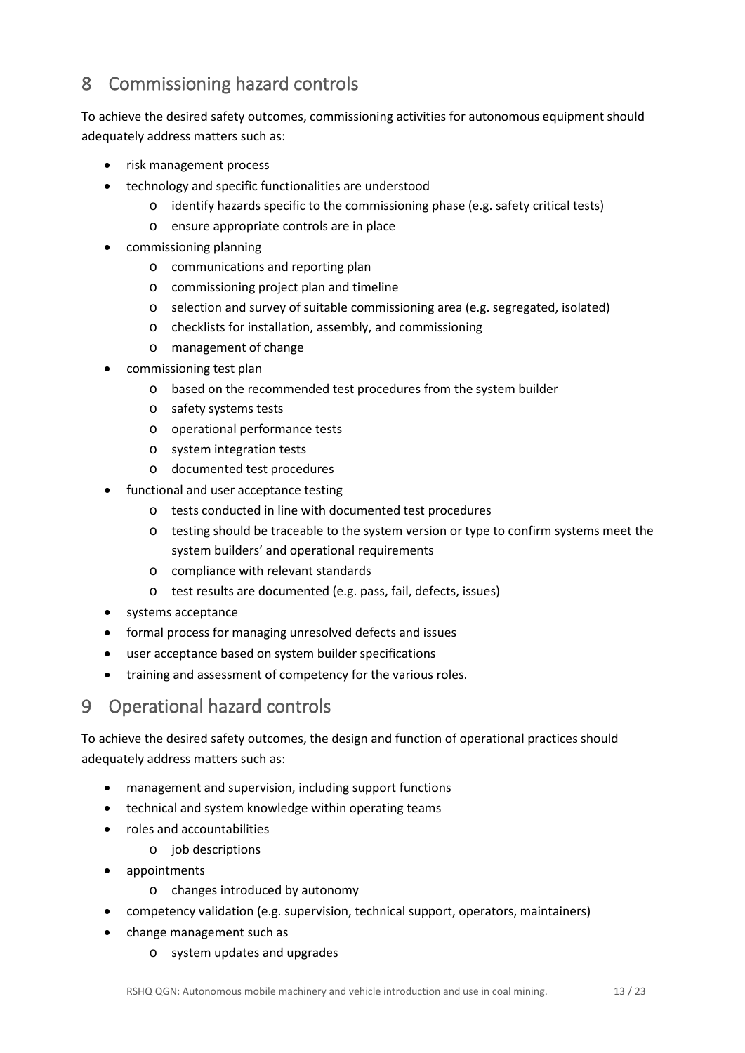# 8 Commissioning hazard controls

To achieve the desired safety outcomes, commissioning activities for autonomous equipment should adequately address matters such as:

- risk management process
- technology and specific functionalities are understood
  - identify hazards specific to the commissioning phase (e.g. safety critical tests)
  - ensure appropriate controls are in place
- commissioning planning
  - communications and reporting plan
  - commissioning project plan and timeline
  - selection and survey of suitable commissioning area (e.g. segregated, isolated)
  - checklists for installation, assembly, and commissioning
  - management of change
- commissioning test plan
  - based on the recommended test procedures from the system builder
  - safety systems tests
  - operational performance tests
  - system integration tests
  - documented test procedures
- functional and user acceptance testing
  - tests conducted in line with documented test procedures
  - testing should be traceable to the system version or type to confirm systems meet the system builders' and operational requirements
  - compliance with relevant standards
  - test results are documented (e.g. pass, fail, defects, issues)
- systems acceptance
- formal process for managing unresolved defects and issues
- user acceptance based on system builder specifications
- training and assessment of competency for the various roles.

# 9 Operational hazard controls

To achieve the desired safety outcomes, the design and function of operational practices should adequately address matters such as:

- management and supervision, including support functions
- technical and system knowledge within operating teams
- roles and accountabilities
  - job descriptions
- appointments
  - changes introduced by autonomy
- competency validation (e.g. supervision, technical support, operators, maintainers)
- change management such as
  - system updates and upgrades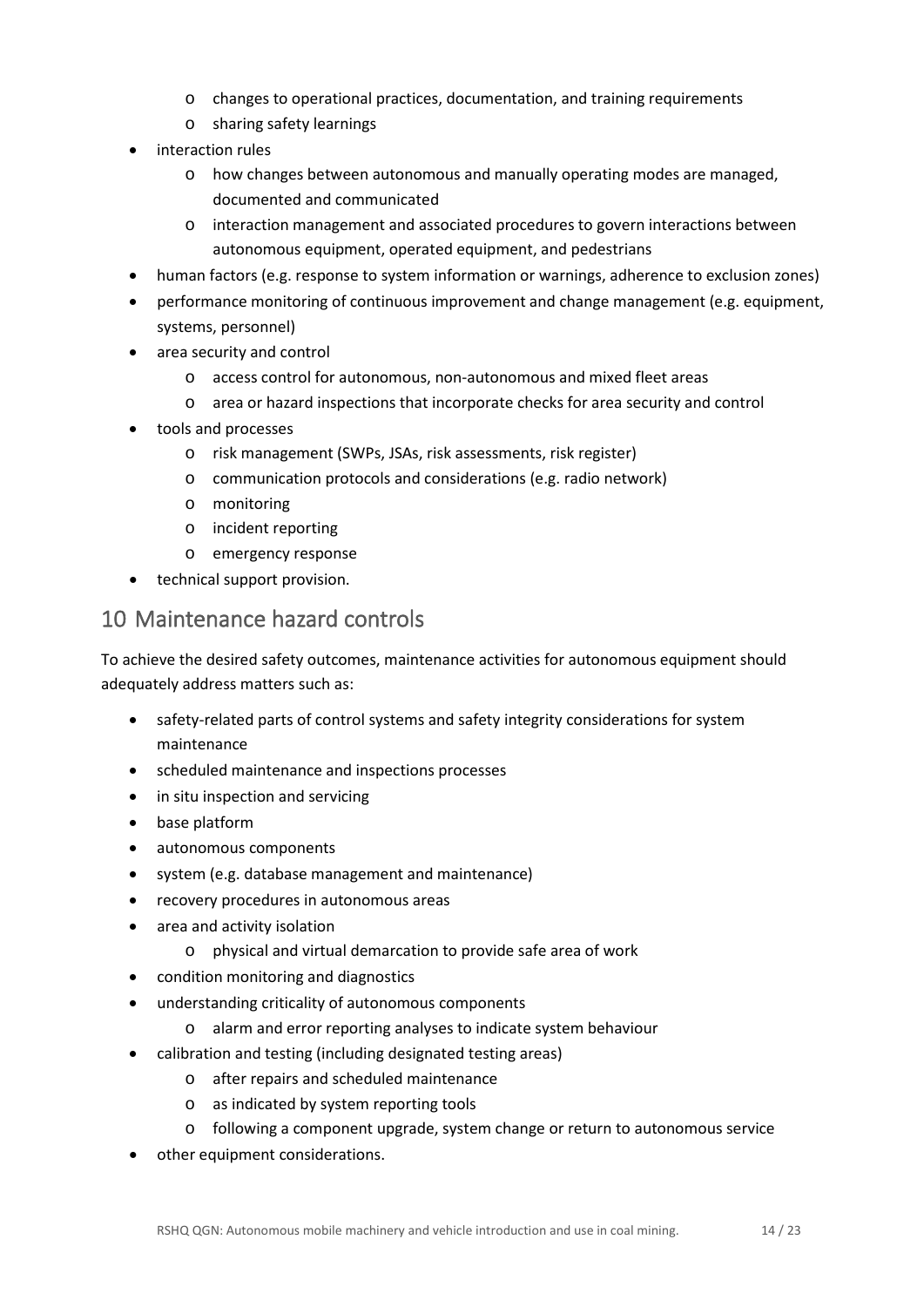- changes to operational practices, documentation, and training requirements
  - sharing safety learnings
- interaction rules
  - how changes between autonomous and manually operating modes are managed, documented and communicated
  - interaction management and associated procedures to govern interactions between autonomous equipment, operated equipment, and pedestrians
- human factors (e.g. response to system information or warnings, adherence to exclusion zones)
- performance monitoring of continuous improvement and change management (e.g. equipment, systems, personnel)
- area security and control
  - access control for autonomous, non-autonomous and mixed fleet areas
  - area or hazard inspections that incorporate checks for area security and control
- tools and processes
  - risk management (SWPs, JSAs, risk assessments, risk register)
  - communication protocols and considerations (e.g. radio network)
  - monitoring
  - incident reporting
  - emergency response
- technical support provision.

## 10 Maintenance hazard controls

To achieve the desired safety outcomes, maintenance activities for autonomous equipment should adequately address matters such as:

- safety-related parts of control systems and safety integrity considerations for system maintenance
- scheduled maintenance and inspections processes
- in situ inspection and servicing
- base platform
- autonomous components
- system (e.g. database management and maintenance)
- recovery procedures in autonomous areas
- area and activity isolation
  - physical and virtual demarcation to provide safe area of work
- condition monitoring and diagnostics
- understanding criticality of autonomous components
  - alarm and error reporting analyses to indicate system behaviour
- calibration and testing (including designated testing areas)
  - after repairs and scheduled maintenance
  - as indicated by system reporting tools
  - following a component upgrade, system change or return to autonomous service
- other equipment considerations.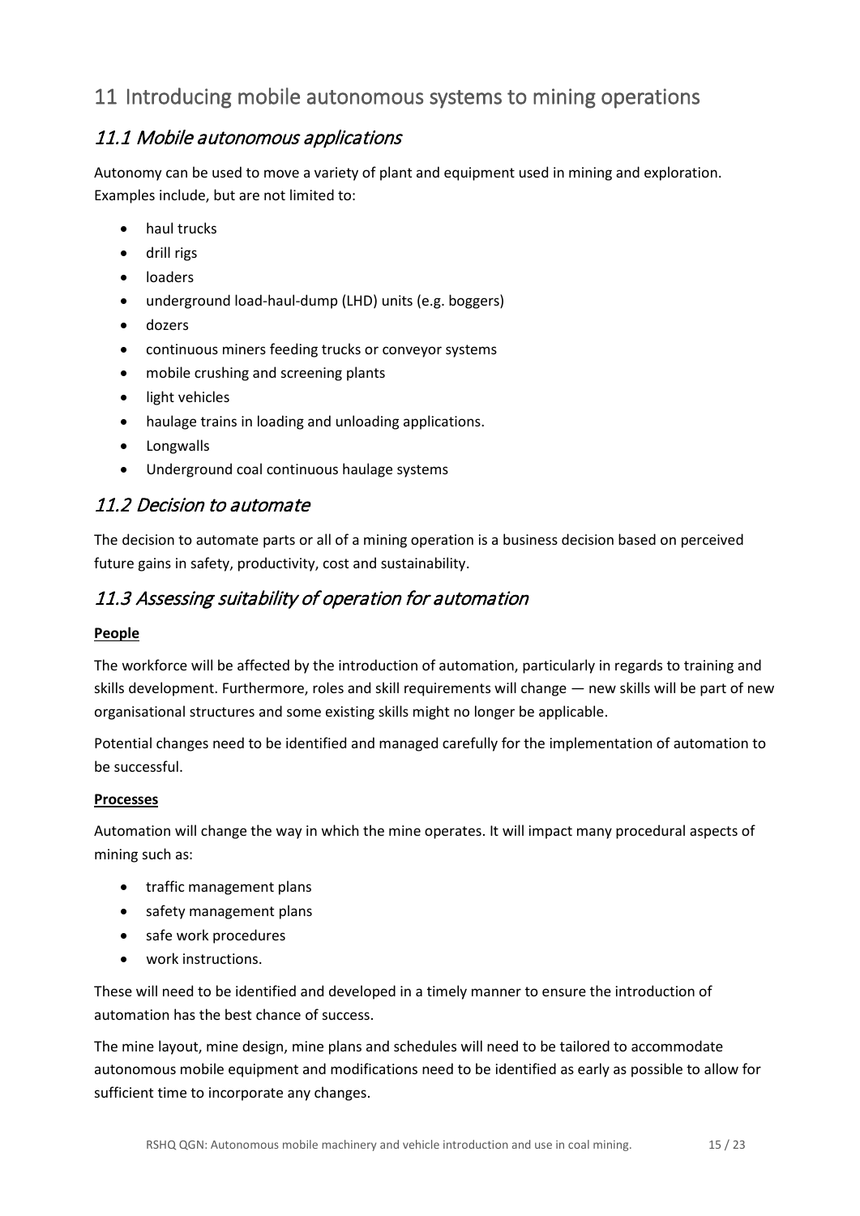# 11 Introducing mobile autonomous systems to mining operations

## *11.1 Mobile autonomous applications*

Autonomy can be used to move a variety of plant and equipment used in mining and exploration. Examples include, but are not limited to:

- haul trucks
- drill rigs
- loaders
- underground load-haul-dump (LHD) units (e.g. boggers)
- dozers
- continuous miners feeding trucks or conveyor systems
- mobile crushing and screening plants
- light vehicles
- haulage trains in loading and unloading applications.
- Longwalls
- Underground coal continuous haulage systems

## *11.2 Decision to automate*

The decision to automate parts or all of a mining operation is a business decision based on perceived future gains in safety, productivity, cost and sustainability.

## *11.3 Assessing suitability of operation for automation*

**People**

The workforce will be affected by the introduction of automation, particularly in regards to training and skills development. Furthermore, roles and skill requirements will change — new skills will be part of new organisational structures and some existing skills might no longer be applicable.

Potential changes need to be identified and managed carefully for the implementation of automation to be successful.

**Processes**

Automation will change the way in which the mine operates. It will impact many procedural aspects of mining such as:

- traffic management plans
- safety management plans
- safe work procedures
- work instructions.

These will need to be identified and developed in a timely manner to ensure the introduction of automation has the best chance of success.

The mine layout, mine design, mine plans and schedules will need to be tailored to accommodate autonomous mobile equipment and modifications need to be identified as early as possible to allow for sufficient time to incorporate any changes.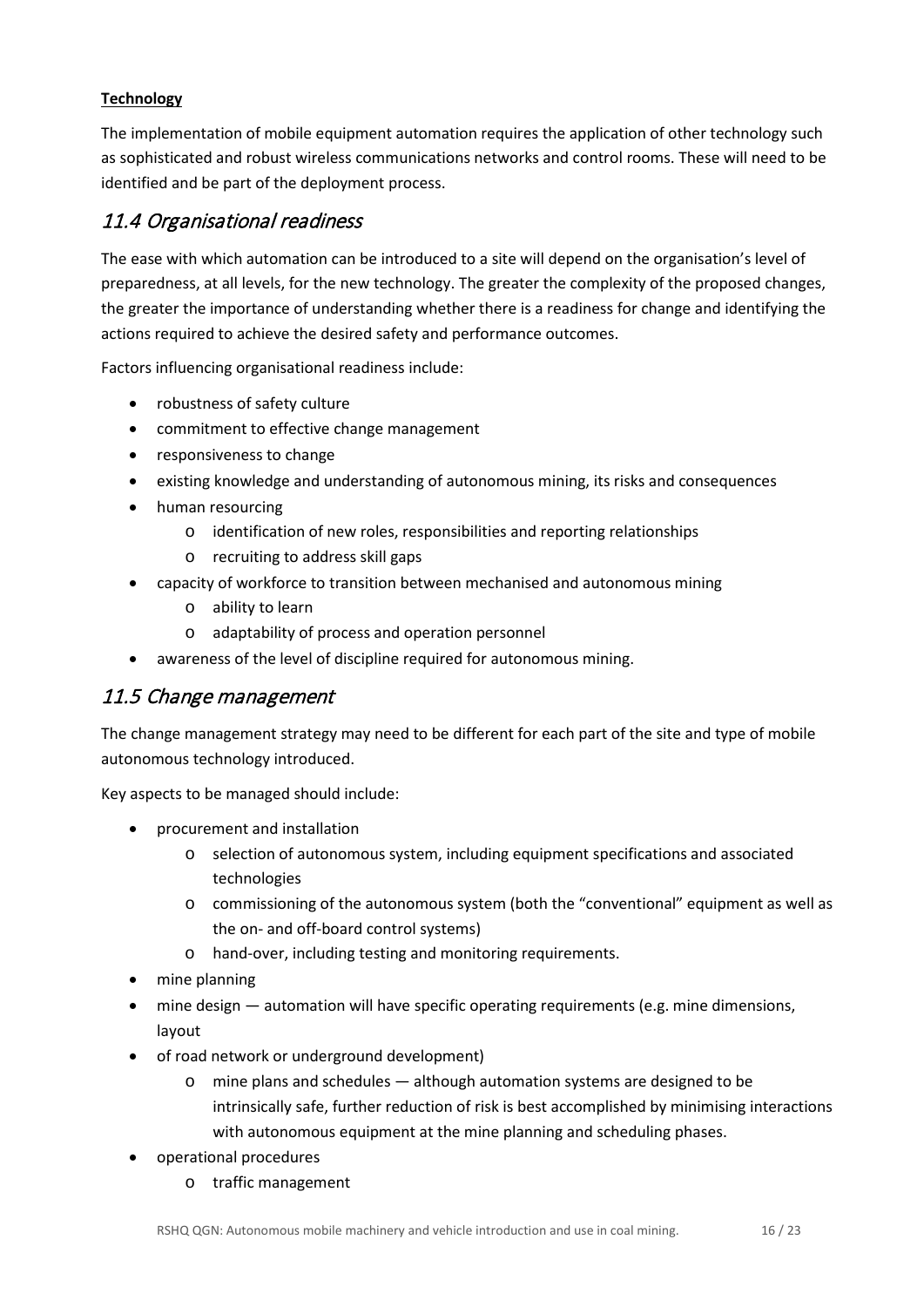**Technology**

The implementation of mobile equipment automation requires the application of other technology such as sophisticated and robust wireless communications networks and control rooms. These will need to be identified and be part of the deployment process.

## 11.4 Organisational readiness

The ease with which automation can be introduced to a site will depend on the organisation's level of preparedness, at all levels, for the new technology. The greater the complexity of the proposed changes, the greater the importance of understanding whether there is a readiness for change and identifying the actions required to achieve the desired safety and performance outcomes.

Factors influencing organisational readiness include:

- robustness of safety culture
- commitment to effective change management
- responsiveness to change
- existing knowledge and understanding of autonomous mining, its risks and consequences
- human resourcing
    - identification of new roles, responsibilities and reporting relationships
    - recruiting to address skill gaps
- capacity of workforce to transition between mechanised and autonomous mining
    - ability to learn
    - adaptability of process and operation personnel
- awareness of the level of discipline required for autonomous mining.

## 11.5 Change management

The change management strategy may need to be different for each part of the site and type of mobile autonomous technology introduced.

Key aspects to be managed should include:

- procurement and installation
    - selection of autonomous system, including equipment specifications and associated technologies
    - commissioning of the autonomous system (both the "conventional" equipment as well as the on- and off-board control systems)
    - hand-over, including testing and monitoring requirements.
- mine planning
- mine design — automation will have specific operating requirements (e.g. mine dimensions, layout
- of road network or underground development)
    - mine plans and schedules — although automation systems are designed to be intrinsically safe, further reduction of risk is best accomplished by minimising interactions with autonomous equipment at the mine planning and scheduling phases.
- operational procedures
    - traffic management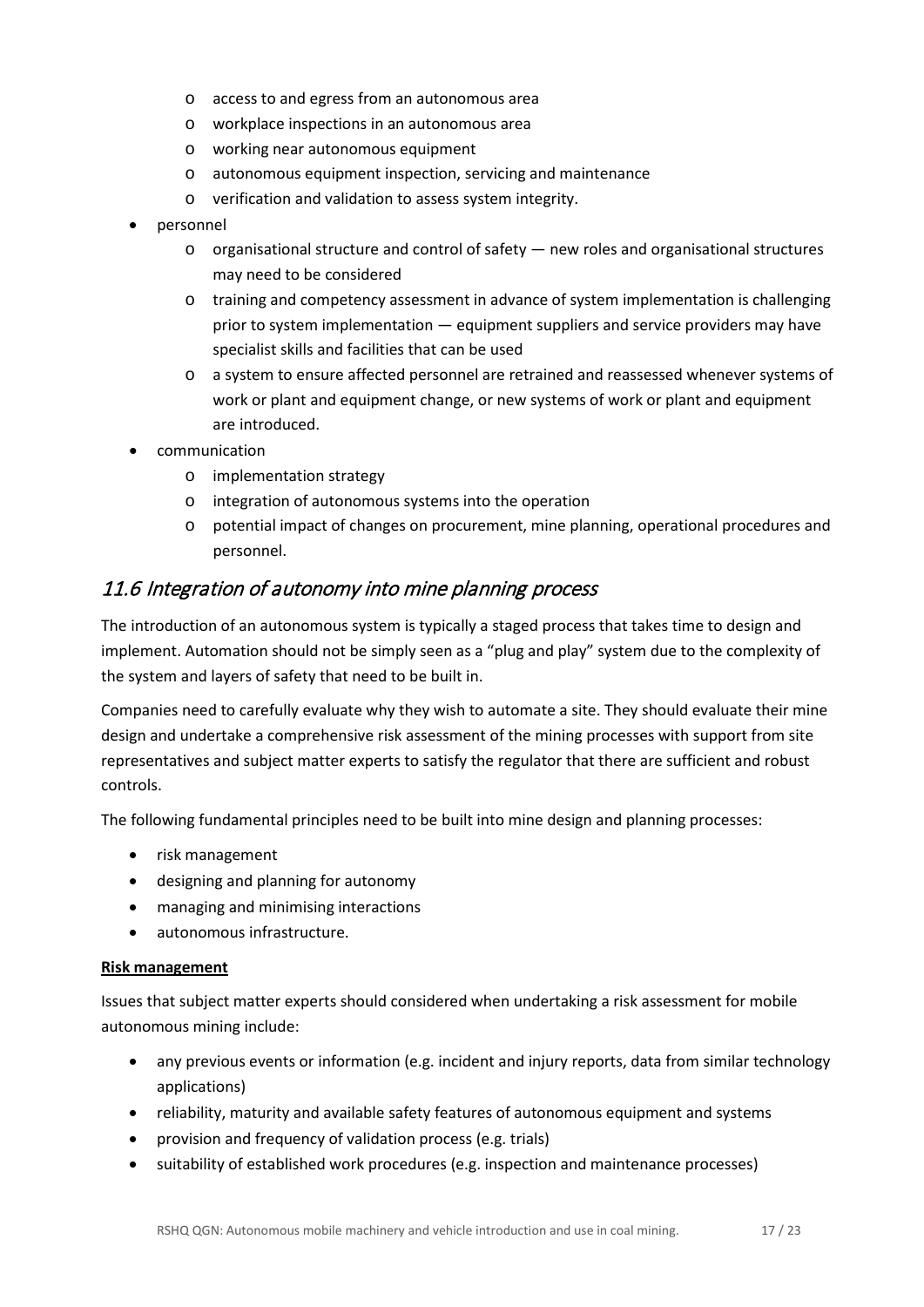- access to and egress from an autonomous area
    - workplace inspections in an autonomous area
    - working near autonomous equipment
    - autonomous equipment inspection, servicing and maintenance
    - verification and validation to assess system integrity.
- personnel
    - organisational structure and control of safety — new roles and organisational structures may need to be considered
    - training and competency assessment in advance of system implementation is challenging prior to system implementation — equipment suppliers and service providers may have specialist skills and facilities that can be used
    - a system to ensure affected personnel are retrained and reassessed whenever systems of work or plant and equipment change, or new systems of work or plant and equipment are introduced.
- communication
    - implementation strategy
    - integration of autonomous systems into the operation
    - potential impact of changes on procurement, mine planning, operational procedures and personnel.

## *11.6 Integration of autonomy into mine planning process*

The introduction of an autonomous system is typically a staged process that takes time to design and implement. Automation should not be simply seen as a "plug and play" system due to the complexity of the system and layers of safety that need to be built in.

Companies need to carefully evaluate why they wish to automate a site. They should evaluate their mine design and undertake a comprehensive risk assessment of the mining processes with support from site representatives and subject matter experts to satisfy the regulator that there are sufficient and robust controls.

The following fundamental principles need to be built into mine design and planning processes:

- risk management
- designing and planning for autonomy
- managing and minimising interactions
- autonomous infrastructure.

**Risk management**

Issues that subject matter experts should considered when undertaking a risk assessment for mobile autonomous mining include:

- any previous events or information (e.g. incident and injury reports, data from similar technology applications)
- reliability, maturity and available safety features of autonomous equipment and systems
- provision and frequency of validation process (e.g. trials)
- suitability of established work procedures (e.g. inspection and maintenance processes)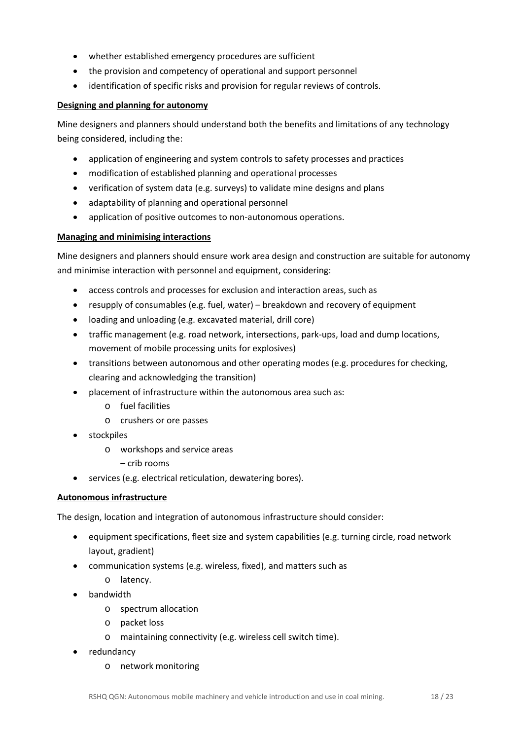- whether established emergency procedures are sufficient
- the provision and competency of operational and support personnel
- identification of specific risks and provision for regular reviews of controls.

**Designing and planning for autonomy**

Mine designers and planners should understand both the benefits and limitations of any technology being considered, including the:

- application of engineering and system controls to safety processes and practices
- modification of established planning and operational processes
- verification of system data (e.g. surveys) to validate mine designs and plans
- adaptability of planning and operational personnel
- application of positive outcomes to non-autonomous operations.

**Managing and minimising interactions**

Mine designers and planners should ensure work area design and construction are suitable for autonomy and minimise interaction with personnel and equipment, considering:

- access controls and processes for exclusion and interaction areas, such as
- resupply of consumables (e.g. fuel, water) – breakdown and recovery of equipment
- loading and unloading (e.g. excavated material, drill core)
- traffic management (e.g. road network, intersections, park-ups, load and dump locations, movement of mobile processing units for explosives)
- transitions between autonomous and other operating modes (e.g. procedures for checking, clearing and acknowledging the transition)
- placement of infrastructure within the autonomous area such as:
    - fuel facilities
    - crushers or ore passes
- stockpiles
    - workshops and service areas
      – crib rooms
- services (e.g. electrical reticulation, dewatering bores).

**Autonomous infrastructure**

The design, location and integration of autonomous infrastructure should consider:

- equipment specifications, fleet size and system capabilities (e.g. turning circle, road network layout, gradient)
- communication systems (e.g. wireless, fixed), and matters such as
    - latency.
- bandwidth
    - spectrum allocation
    - packet loss
    - maintaining connectivity (e.g. wireless cell switch time).
- redundancy
    - network monitoring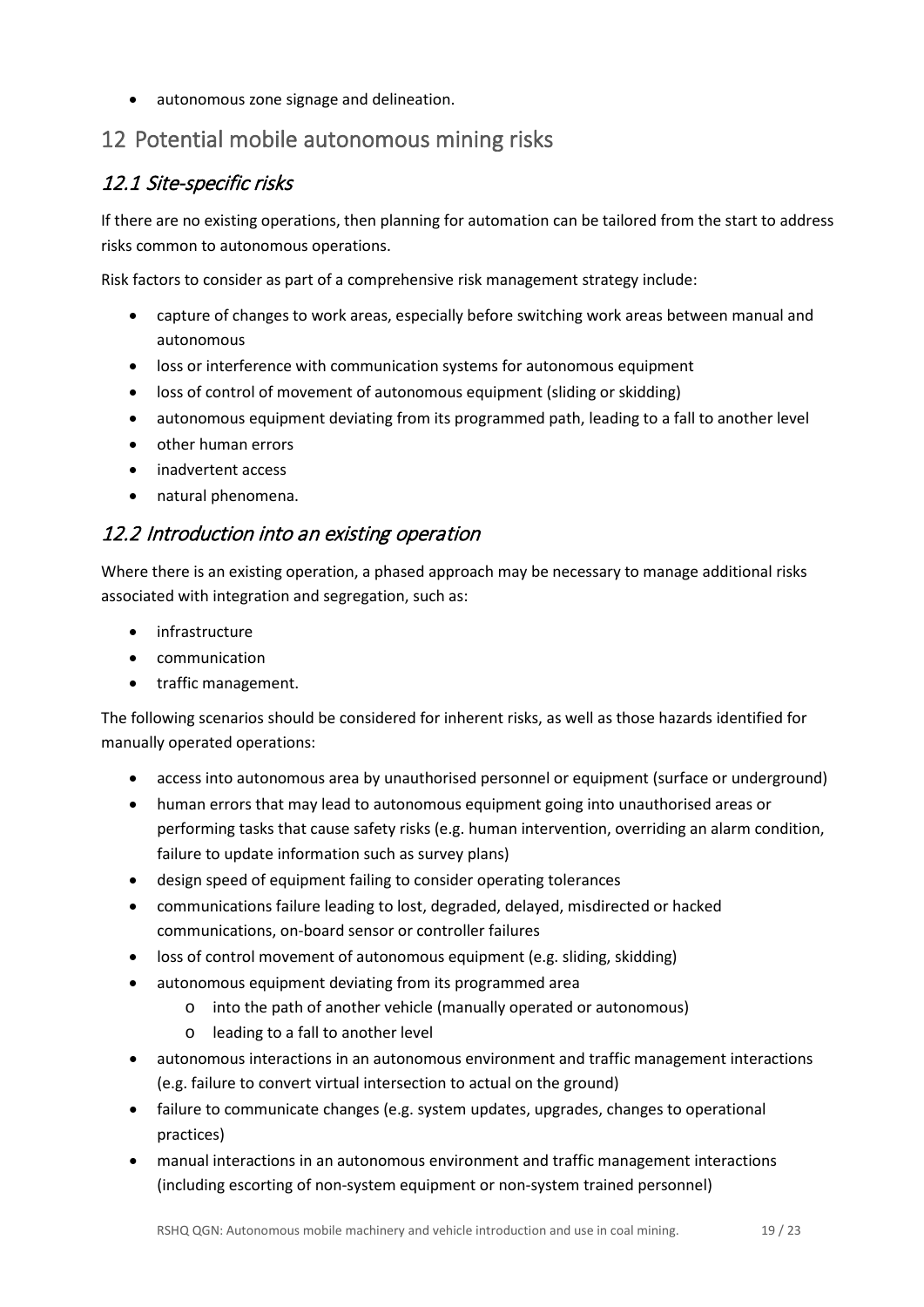- autonomous zone signage and delineation.

# 12 Potential mobile autonomous mining risks

## *12.1 Site-specific risks*

If there are no existing operations, then planning for automation can be tailored from the start to address risks common to autonomous operations.

Risk factors to consider as part of a comprehensive risk management strategy include:

- capture of changes to work areas, especially before switching work areas between manual and autonomous
- loss or interference with communication systems for autonomous equipment
- loss of control of movement of autonomous equipment (sliding or skidding)
- autonomous equipment deviating from its programmed path, leading to a fall to another level
- other human errors
- inadvertent access
- natural phenomena.

## *12.2 Introduction into an existing operation*

Where there is an existing operation, a phased approach may be necessary to manage additional risks associated with integration and segregation, such as:

- infrastructure
- communication
- traffic management.

The following scenarios should be considered for inherent risks, as well as those hazards identified for manually operated operations:

- access into autonomous area by unauthorised personnel or equipment (surface or underground)
- human errors that may lead to autonomous equipment going into unauthorised areas or performing tasks that cause safety risks (e.g. human intervention, overriding an alarm condition, failure to update information such as survey plans)
- design speed of equipment failing to consider operating tolerances
- communications failure leading to lost, degraded, delayed, misdirected or hacked communications, on-board sensor or controller failures
- loss of control movement of autonomous equipment (e.g. sliding, skidding)
- autonomous equipment deviating from its programmed area
    - into the path of another vehicle (manually operated or autonomous)
    - leading to a fall to another level
- autonomous interactions in an autonomous environment and traffic management interactions (e.g. failure to convert virtual intersection to actual on the ground)
- failure to communicate changes (e.g. system updates, upgrades, changes to operational practices)
- manual interactions in an autonomous environment and traffic management interactions (including escorting of non-system equipment or non-system trained personnel)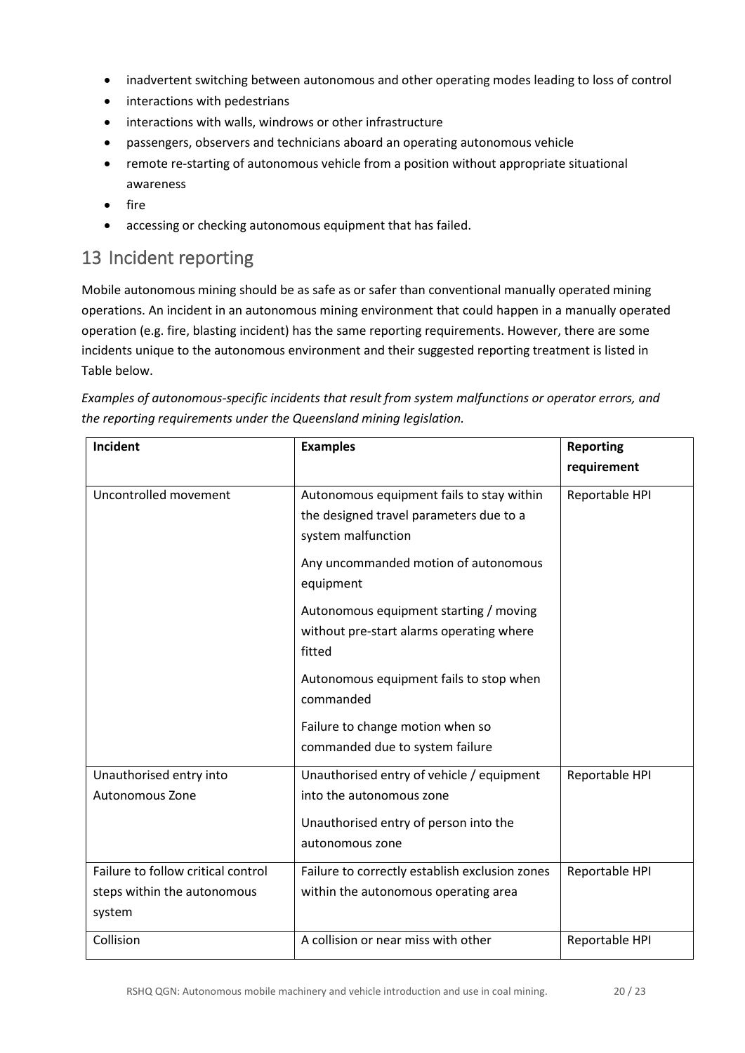- inadvertent switching between autonomous and other operating modes leading to loss of control
- interactions with pedestrians
- interactions with walls, windrows or other infrastructure
- passengers, observers and technicians aboard an operating autonomous vehicle
- remote re-starting of autonomous vehicle from a position without appropriate situational awareness
- fire
- accessing or checking autonomous equipment that has failed.

## 13 Incident reporting

Mobile autonomous mining should be as safe as or safer than conventional manually operated mining operations. An incident in an autonomous mining environment that could happen in a manually operated operation (e.g. fire, blasting incident) has the same reporting requirements. However, there are some incidents unique to the autonomous environment and their suggested reporting treatment is listed in Table below.

*Examples of autonomous-specific incidents that result from system malfunctions or operator errors, and the reporting requirements under the Queensland mining legislation.*

| Incident | Examples | Reporting requirement |
|---|---|---|
| Uncontrolled movement | Autonomous equipment fails to stay within the designed travel parameters due to a system malfunction<br><br>Any uncommanded motion of autonomous equipment<br><br>Autonomous equipment starting / moving without pre-start alarms operating where fitted<br><br>Autonomous equipment fails to stop when commanded<br><br>Failure to change motion when so commanded due to system failure | Reportable HPI |
| Unauthorised entry into Autonomous Zone | Unauthorised entry of vehicle / equipment into the autonomous zone<br><br>Unauthorised entry of person into the autonomous zone | Reportable HPI |
| Failure to follow critical control steps within the autonomous system | Failure to correctly establish exclusion zones within the autonomous operating area | Reportable HPI |
| Collision | A collision or near miss with other | Reportable HPI |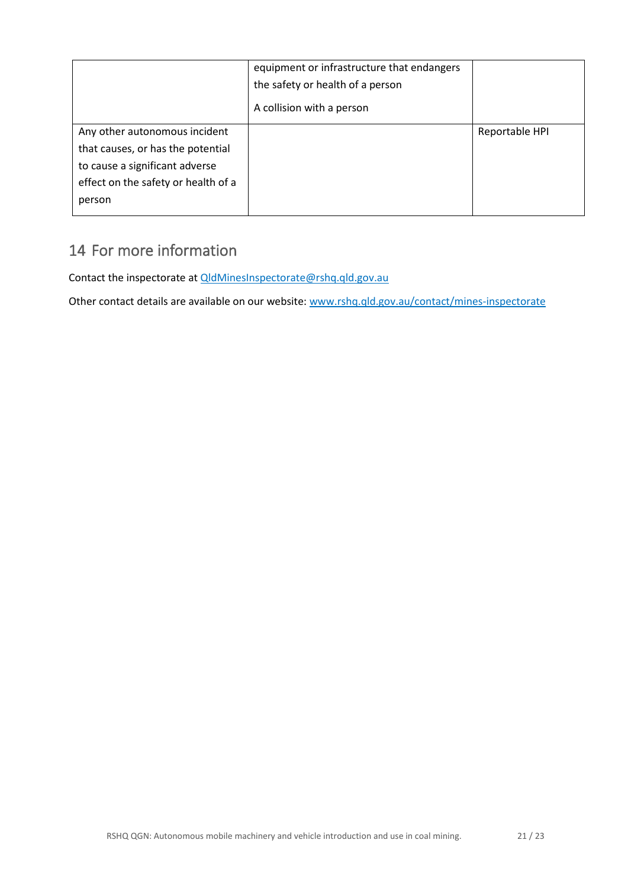|  |  |  |
|---|---|---|
|  | equipment or infrastructure that endangers the safety or health of a person<br><br>A collision with a person |  |
| Any other autonomous incident that causes, or has the potential to cause a significant adverse effect on the safety or health of a person |  | Reportable HPI |

## 14 For more information

Contact the inspectorate at QldMinesInspectorate@rshq.qld.gov.au

Other contact details are available on our website: www.rshq.qld.gov.au/contact/mines-inspectorate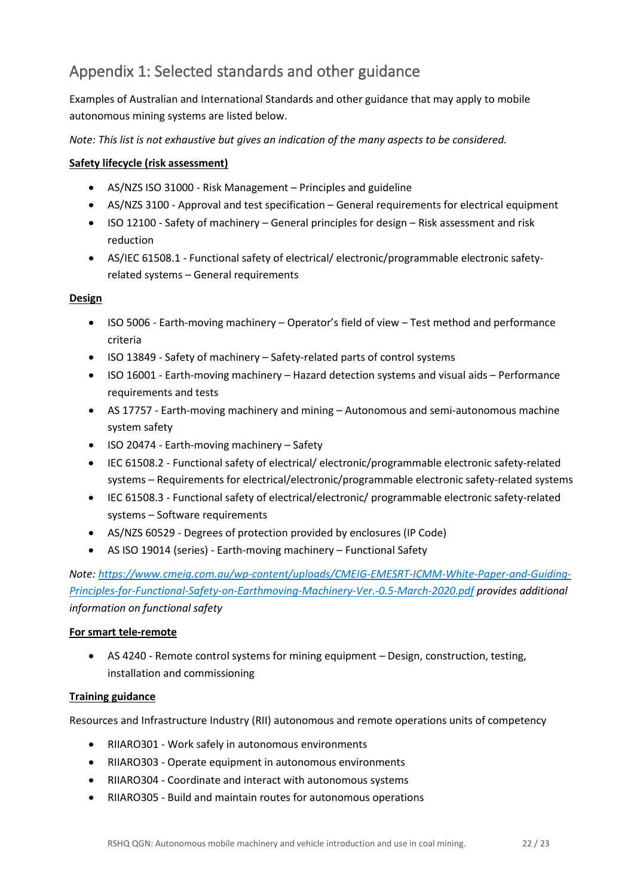## Appendix 1: Selected standards and other guidance

Examples of Australian and International Standards and other guidance that may apply to mobile autonomous mining systems are listed below.

*Note: This list is not exhaustive but gives an indication of the many aspects to be considered.*

**Safety lifecycle (risk assessment)**

- AS/NZS ISO 31000 - Risk Management – Principles and guideline
- AS/NZS 3100 - Approval and test specification – General requirements for electrical equipment
- ISO 12100 - Safety of machinery – General principles for design – Risk assessment and risk reduction
- AS/IEC 61508.1 - Functional safety of electrical/ electronic/programmable electronic safety-related systems – General requirements

**Design**

- ISO 5006 - Earth-moving machinery – Operator's field of view – Test method and performance criteria
- ISO 13849 - Safety of machinery – Safety-related parts of control systems
- ISO 16001 - Earth-moving machinery – Hazard detection systems and visual aids – Performance requirements and tests
- AS 17757 - Earth-moving machinery and mining – Autonomous and semi-autonomous machine system safety
- ISO 20474 - Earth-moving machinery – Safety
- IEC 61508.2 - Functional safety of electrical/ electronic/programmable electronic safety-related systems – Requirements for electrical/electronic/programmable electronic safety-related systems
- IEC 61508.3 - Functional safety of electrical/electronic/ programmable electronic safety-related systems – Software requirements
- AS/NZS 60529 - Degrees of protection provided by enclosures (IP Code)
- AS ISO 19014 (series) - Earth-moving machinery – Functional Safety

*Note: https://www.cmeig.com.au/wp-content/uploads/CMEIG-EMESRT-ICMM-White-Paper-and-Guiding-Principles-for-Functional-Safety-on-Earthmoving-Machinery-Ver.-0.5-March-2020.pdf provides additional information on functional safety*

**For smart tele-remote**

- AS 4240 - Remote control systems for mining equipment – Design, construction, testing, installation and commissioning

**Training guidance**

Resources and Infrastructure Industry (RII) autonomous and remote operations units of competency

- RIIARO301 - Work safely in autonomous environments
- RIIARO303 - Operate equipment in autonomous environments
- RIIARO304 - Coordinate and interact with autonomous systems
- RIIARO305 - Build and maintain routes for autonomous operations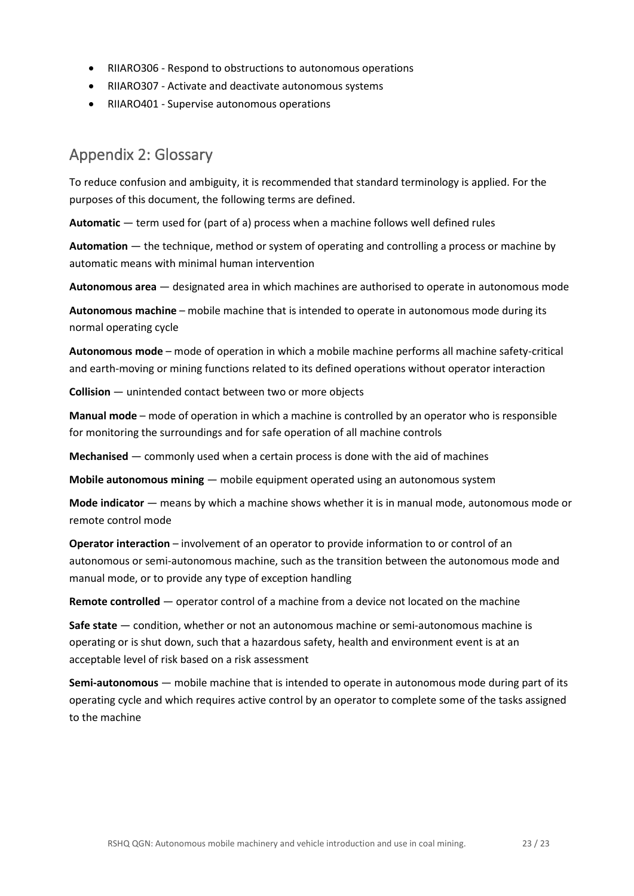- RIIARO306 - Respond to obstructions to autonomous operations
- RIIARO307 - Activate and deactivate autonomous systems
- RIIARO401 - Supervise autonomous operations

## Appendix 2: Glossary

To reduce confusion and ambiguity, it is recommended that standard terminology is applied. For the purposes of this document, the following terms are defined.

**Automatic** — term used for (part of a) process when a machine follows well defined rules

**Automation** — the technique, method or system of operating and controlling a process or machine by automatic means with minimal human intervention

**Autonomous area** — designated area in which machines are authorised to operate in autonomous mode

**Autonomous machine** – mobile machine that is intended to operate in autonomous mode during its normal operating cycle

**Autonomous mode** – mode of operation in which a mobile machine performs all machine safety-critical and earth-moving or mining functions related to its defined operations without operator interaction

**Collision** — unintended contact between two or more objects

**Manual mode** – mode of operation in which a machine is controlled by an operator who is responsible for monitoring the surroundings and for safe operation of all machine controls

**Mechanised** — commonly used when a certain process is done with the aid of machines

**Mobile autonomous mining** — mobile equipment operated using an autonomous system

**Mode indicator** — means by which a machine shows whether it is in manual mode, autonomous mode or remote control mode

**Operator interaction** – involvement of an operator to provide information to or control of an autonomous or semi-autonomous machine, such as the transition between the autonomous mode and manual mode, or to provide any type of exception handling

**Remote controlled** — operator control of a machine from a device not located on the machine

**Safe state** — condition, whether or not an autonomous machine or semi-autonomous machine is operating or is shut down, such that a hazardous safety, health and environment event is at an acceptable level of risk based on a risk assessment

**Semi-autonomous** — mobile machine that is intended to operate in autonomous mode during part of its operating cycle and which requires active control by an operator to complete some of the tasks assigned to the machine